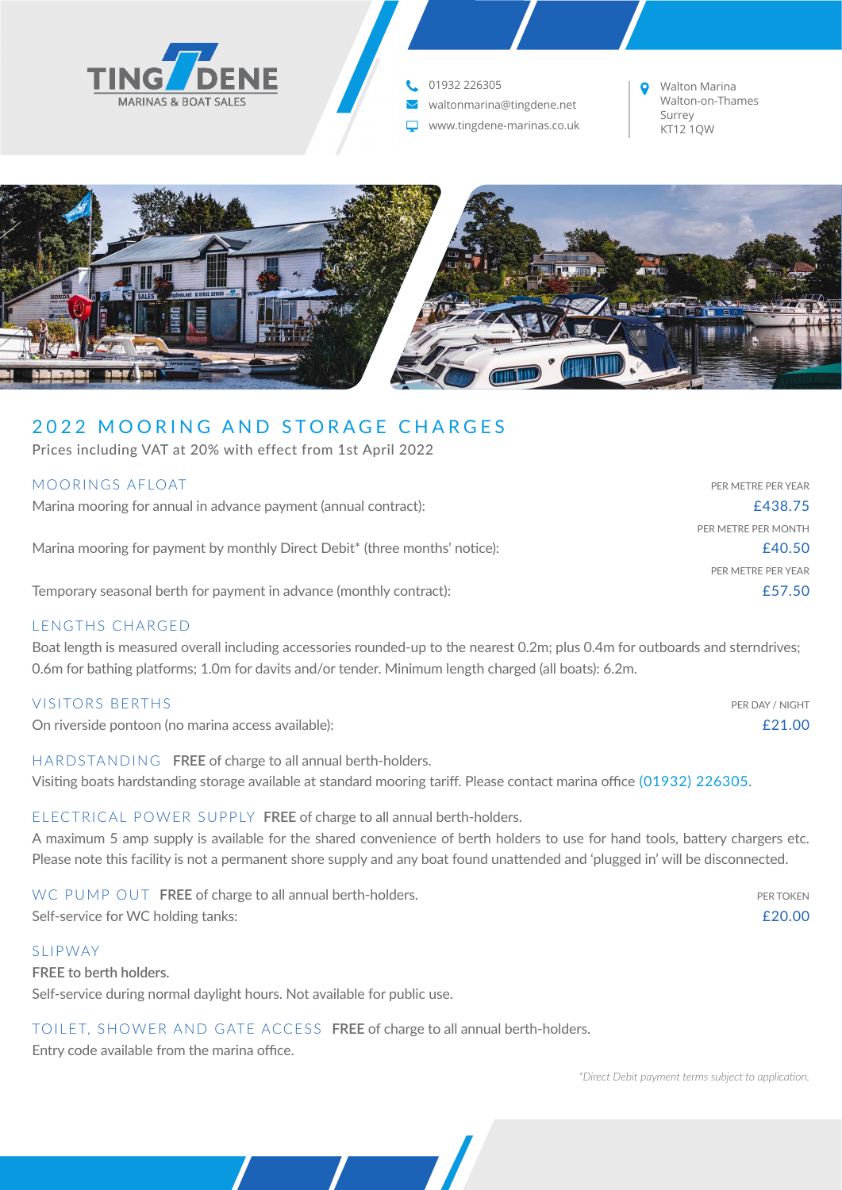TINGDENE
MARINAS & BOAT SALES

01932 226305
waltonmarina@tingdene.net
www.tingdene-marinas.co.uk

Walton Marina
Walton-on-Thames
Surrey
KT12 1QW

# 2022 MOORING AND STORAGE CHARGES

Prices including VAT at 20% with effect from 1st April 2022

## MOORINGS AFLOAT

| | |
|---|---|
| Marina mooring for annual in advance payment (annual contract): | PER METRE PER YEAR £438.75 |
| Marina mooring for payment by monthly Direct Debit* (three months' notice): | PER METRE PER MONTH £40.50 |
| Temporary seasonal berth for payment in advance (monthly contract): | PER METRE PER YEAR £57.50 |

## LENGTHS CHARGED

Boat length is measured overall including accessories rounded-up to the nearest 0.2m; plus 0.4m for outboards and sterndrives; 0.6m for bathing platforms; 1.0m for davits and/or tender. Minimum length charged (all boats): 6.2m.

## VISITORS BERTHS

| | |
|---|---|
| On riverside pontoon (no marina access available): | PER DAY / NIGHT £21.00 |

## HARDSTANDING

**FREE** of charge to all annual berth-holders.

Visiting boats hardstanding storage available at standard mooring tariff. Please contact marina office (01932) 226305.

## ELECTRICAL POWER SUPPLY

**FREE** of charge to all annual berth-holders.

A maximum 5 amp supply is available for the shared convenience of berth holders to use for hand tools, battery chargers etc. Please note this facility is not a permanent shore supply and any boat found unattended and 'plugged in' will be disconnected.

## WC PUMP OUT

**FREE** of charge to all annual berth-holders.

| | |
|---|---|
| Self-service for WC holding tanks: | PER TOKEN £20.00 |

## SLIPWAY

**FREE to berth holders.**

Self-service during normal daylight hours. Not available for public use.

## TOILET, SHOWER AND GATE ACCESS

**FREE** of charge to all annual berth-holders.

Entry code available from the marina office.

*\*Direct Debit payment terms subject to application.*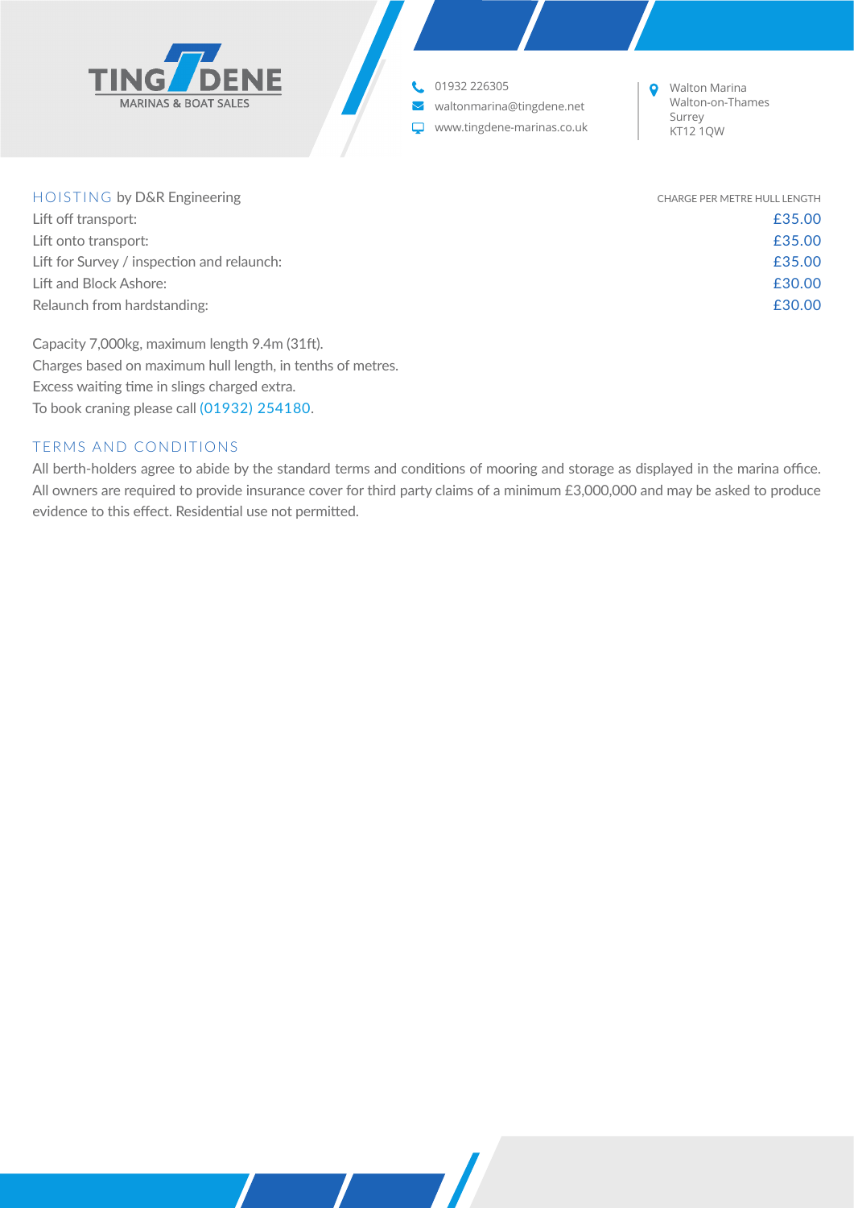TING DENE
MARINAS & BOAT SALES

01932 226305
waltonmarina@tingdene.net
www.tingdene-marinas.co.uk

Walton Marina
Walton-on-Thames
Surrey
KT12 1QW

## HOISTING by D&R Engineering

| | CHARGE PER METRE HULL LENGTH |
|---|---|
| Lift off transport: | £35.00 |
| Lift onto transport: | £35.00 |
| Lift for Survey / inspection and relaunch: | £35.00 |
| Lift and Block Ashore: | £30.00 |
| Relaunch from hardstanding: | £30.00 |

Capacity 7,000kg, maximum length 9.4m (31ft).
Charges based on maximum hull length, in tenths of metres.
Excess waiting time in slings charged extra.
To book craning please call (01932) 254180.

## TERMS AND CONDITIONS

All berth-holders agree to abide by the standard terms and conditions of mooring and storage as displayed in the marina office. All owners are required to provide insurance cover for third party claims of a minimum £3,000,000 and may be asked to produce evidence to this effect. Residential use not permitted.